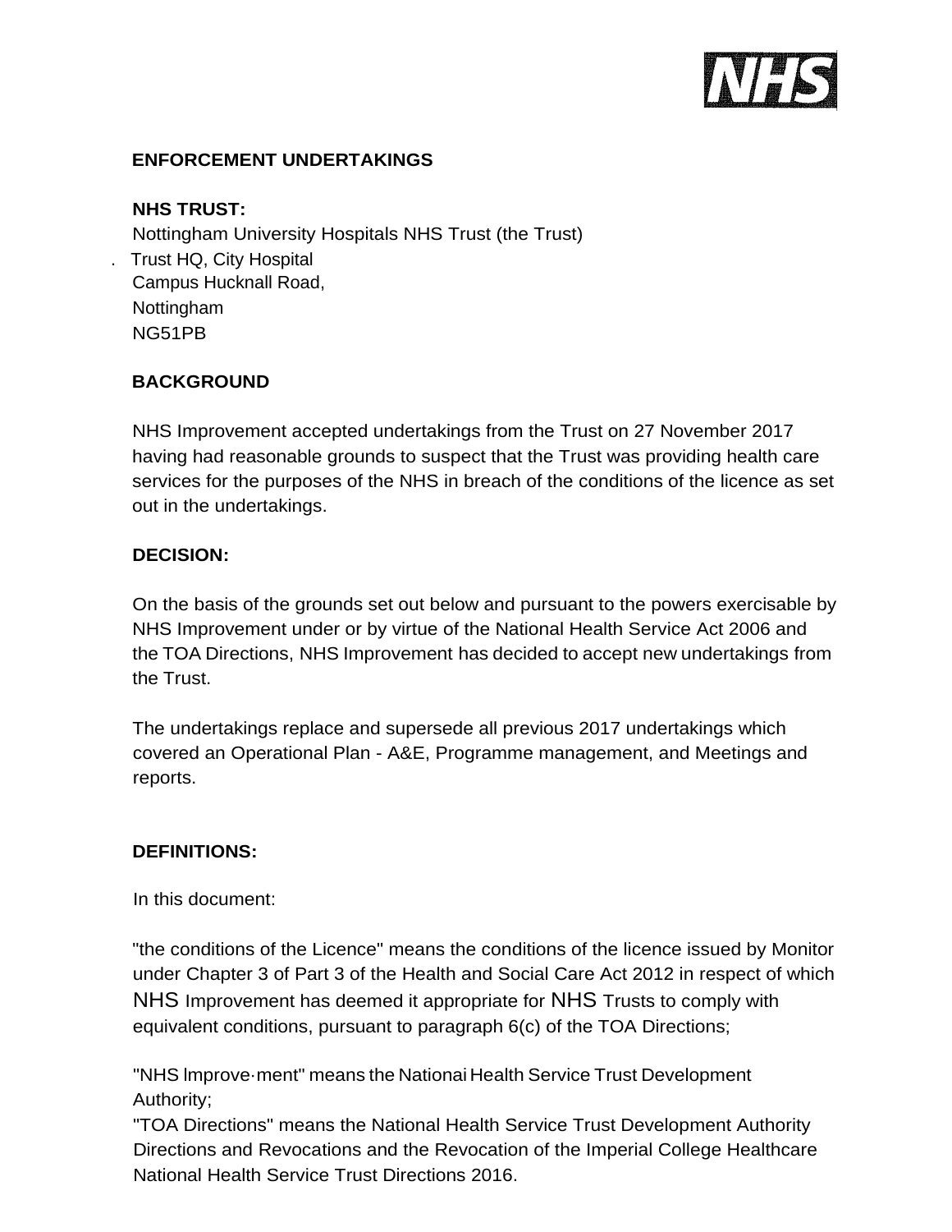**ENFORCEMENT UNDERTAKINGS**

**NHS TRUST:**

Nottingham University Hospitals NHS Trust (the Trust)
Trust HQ, City Hospital
Campus Hucknall Road,
Nottingham
NG51PB

**BACKGROUND**

NHS Improvement accepted undertakings from the Trust on 27 November 2017 having had reasonable grounds to suspect that the Trust was providing health care services for the purposes of the NHS in breach of the conditions of the licence as set out in the undertakings.

**DECISION:**

On the basis of the grounds set out below and pursuant to the powers exercisable by NHS Improvement under or by virtue of the National Health Service Act 2006 and the TOA Directions, NHS Improvement has decided to accept new undertakings from the Trust.

The undertakings replace and supersede all previous 2017 undertakings which covered an Operational Plan - A&E, Programme management, and Meetings and reports.

**DEFINITIONS:**

In this document:

"the conditions of the Licence" means the conditions of the licence issued by Monitor under Chapter 3 of Part 3 of the Health and Social Care Act 2012 in respect of which NHS Improvement has deemed it appropriate for NHS Trusts to comply with equivalent conditions, pursuant to paragraph 6(c) of the TOA Directions;

"NHS Improvement" means the National Health Service Trust Development Authority;

"TOA Directions" means the National Health Service Trust Development Authority Directions and Revocations and the Revocation of the Imperial College Healthcare National Health Service Trust Directions 2016.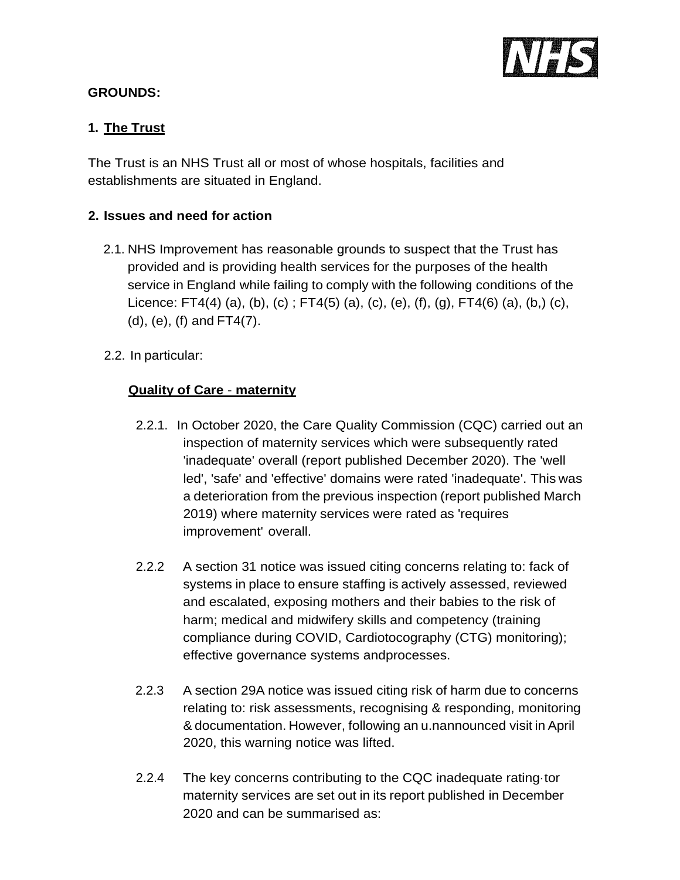**GROUNDS:**

**1. The Trust**

The Trust is an NHS Trust all or most of whose hospitals, facilities and establishments are situated in England.

**2. Issues and need for action**

2.1. NHS Improvement has reasonable grounds to suspect that the Trust has provided and is providing health services for the purposes of the health service in England while failing to comply with the following conditions of the Licence: FT4(4) (a), (b), (c) ; FT4(5) (a), (c), (e), (f), (g), FT4(6) (a), (b,) (c), (d), (e), (f) and FT4(7).

2.2. In particular:

**Quality of Care - maternity**

2.2.1. In October 2020, the Care Quality Commission (CQC) carried out an inspection of maternity services which were subsequently rated 'inadequate' overall (report published December 2020). The 'well led', 'safe' and 'effective' domains were rated 'inadequate'. This was a deterioration from the previous inspection (report published March 2019) where maternity services were rated as 'requires improvement' overall.

2.2.2 A section 31 notice was issued citing concerns relating to: fack of systems in place to ensure staffing is actively assessed, reviewed and escalated, exposing mothers and their babies to the risk of harm; medical and midwifery skills and competency (training compliance during COVID, Cardiotocography (CTG) monitoring); effective governance systems andprocesses.

2.2.3 A section 29A notice was issued citing risk of harm due to concerns relating to: risk assessments, recognising & responding, monitoring & documentation. However, following an u.nannounced visit in April 2020, this warning notice was lifted.

2.2.4 The key concerns contributing to the CQC inadequate rating·tor maternity services are set out in its report published in December 2020 and can be summarised as: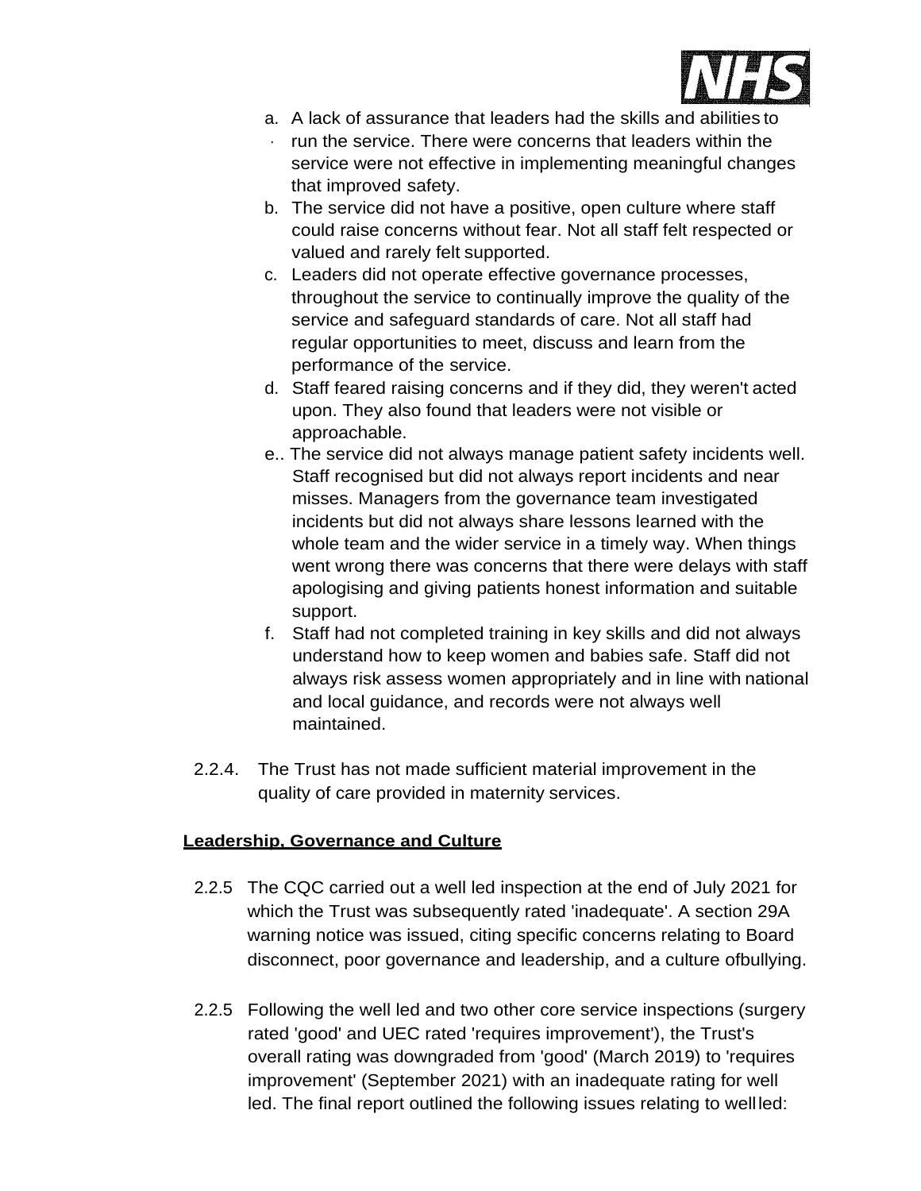a. A lack of assurance that leaders had the skills and abilities to run the service. There were concerns that leaders within the service were not effective in implementing meaningful changes that improved safety.
b. The service did not have a positive, open culture where staff could raise concerns without fear. Not all staff felt respected or valued and rarely felt supported.
c. Leaders did not operate effective governance processes, throughout the service to continually improve the quality of the service and safeguard standards of care. Not all staff had regular opportunities to meet, discuss and learn from the performance of the service.
d. Staff feared raising concerns and if they did, they weren't acted upon. They also found that leaders were not visible or approachable.
e.. The service did not always manage patient safety incidents well. Staff recognised but did not always report incidents and near misses. Managers from the governance team investigated incidents but did not always share lessons learned with the whole team and the wider service in a timely way. When things went wrong there was concerns that there were delays with staff apologising and giving patients honest information and suitable support.
f. Staff had not completed training in key skills and did not always understand how to keep women and babies safe. Staff did not always risk assess women appropriately and in line with national and local guidance, and records were not always well maintained.

2.2.4. The Trust has not made sufficient material improvement in the quality of care provided in maternity services.

**Leadership, Governance and Culture**

2.2.5 The CQC carried out a well led inspection at the end of July 2021 for which the Trust was subsequently rated 'inadequate'. A section 29A warning notice was issued, citing specific concerns relating to Board disconnect, poor governance and leadership, and a culture ofbullying.

2.2.5 Following the well led and two other core service inspections (surgery rated 'good' and UEC rated 'requires improvement'), the Trust's overall rating was downgraded from 'good' (March 2019) to 'requires improvement' (September 2021) with an inadequate rating for well led. The final report outlined the following issues relating to well led: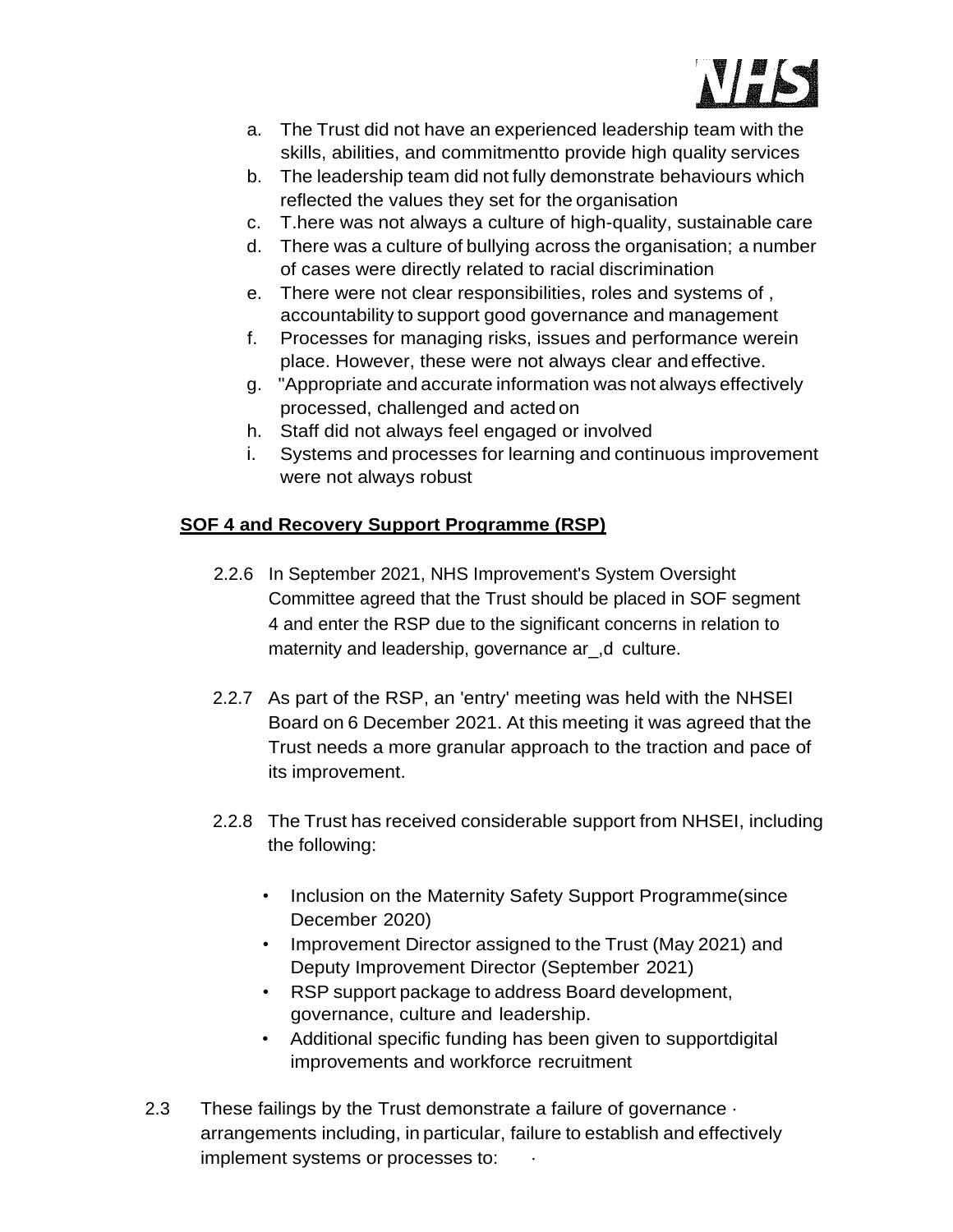a. The Trust did not have an experienced leadership team with the skills, abilities, and commitmentto provide high quality services
b. The leadership team did not fully demonstrate behaviours which reflected the values they set for the organisation
c. T.here was not always a culture of high-quality, sustainable care
d. There was a culture of bullying across the organisation; a number of cases were directly related to racial discrimination
e. There were not clear responsibilities, roles and systems of , accountability to support good governance and management
f. Processes for managing risks, issues and performance werein place. However, these were not always clear andeffective.
g. "Appropriate and accurate information was not always effectively processed, challenged and acted on
h. Staff did not always feel engaged or involved
i. Systems and processes for learning and continuous improvement were not always robust

**SOF 4 and Recovery Support Programme (RSP)**

2.2.6 In September 2021, NHS Improvement's System Oversight Committee agreed that the Trust should be placed in SOF segment 4 and enter the RSP due to the significant concerns in relation to maternity and leadership, governance ar_,d culture.

2.2.7 As part of the RSP, an 'entry' meeting was held with the NHSEI Board on 6 December 2021. At this meeting it was agreed that the Trust needs a more granular approach to the traction and pace of its improvement.

2.2.8 The Trust has received considerable support from NHSEI, including the following:

- Inclusion on the Maternity Safety Support Programme(since December 2020)
- Improvement Director assigned to the Trust (May 2021) and Deputy Improvement Director (September 2021)
- RSP support package to address Board development, governance, culture and leadership.
- Additional specific funding has been given to supportdigital improvements and workforce recruitment

2.3 These failings by the Trust demonstrate a failure of governance · arrangements including, in particular, failure to establish and effectively implement systems or processes to: ·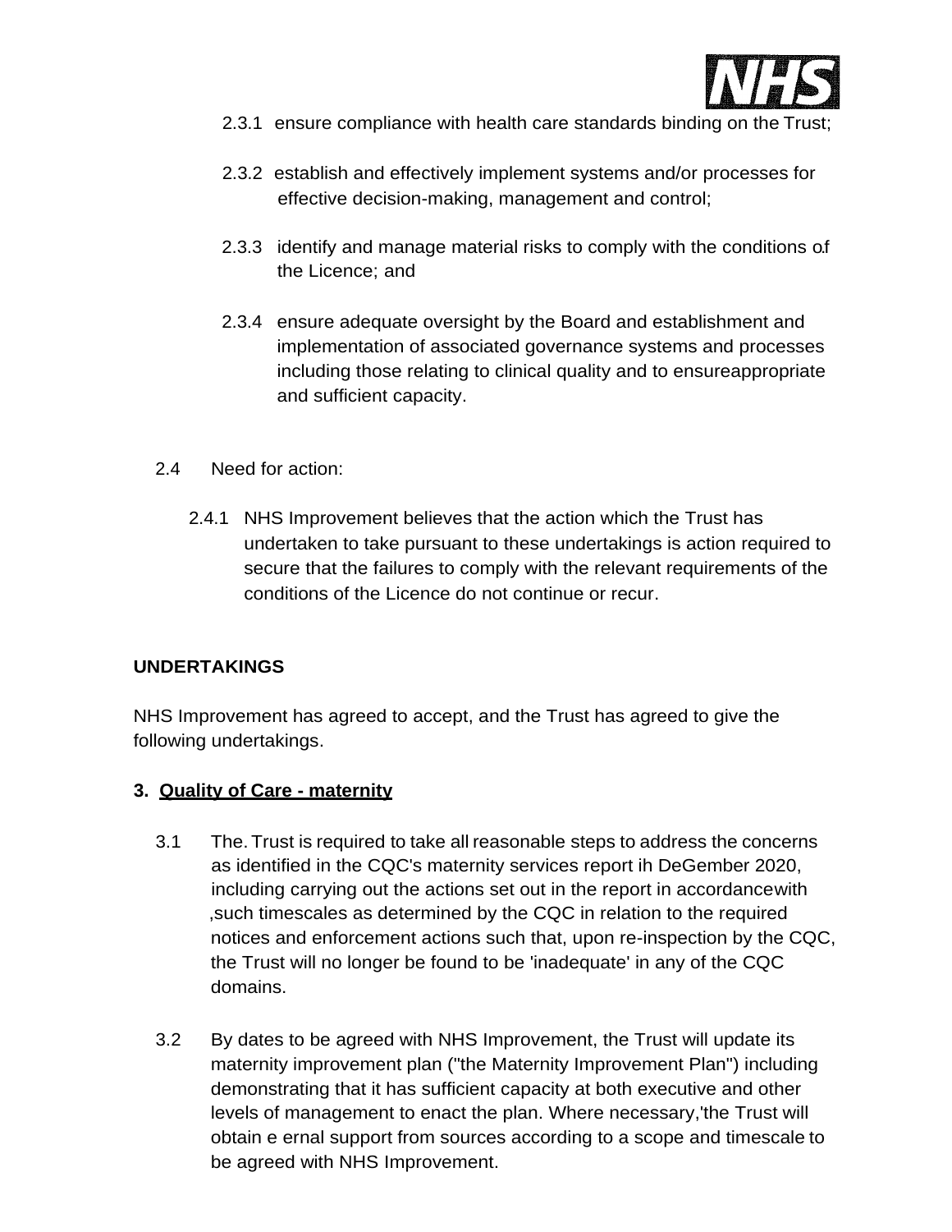2.3.1 ensure compliance with health care standards binding on the Trust;

2.3.2 establish and effectively implement systems and/or processes for effective decision-making, management and control;

2.3.3 identify and manage material risks to comply with the conditions of the Licence; and

2.3.4 ensure adequate oversight by the Board and establishment and implementation of associated governance systems and processes including those relating to clinical quality and to ensureappropriate and sufficient capacity.

2.4 Need for action:

2.4.1 NHS Improvement believes that the action which the Trust has undertaken to take pursuant to these undertakings is action required to secure that the failures to comply with the relevant requirements of the conditions of the Licence do not continue or recur.

**UNDERTAKINGS**

NHS Improvement has agreed to accept, and the Trust has agreed to give the following undertakings.

**3. Quality of Care - maternity**

3.1 The. Trust is required to take all reasonable steps to address the concerns as identified in the CQC's maternity services report ih DeGember 2020, including carrying out the actions set out in the report in accordancewith ,such timescales as determined by the CQC in relation to the required notices and enforcement actions such that, upon re-inspection by the CQC, the Trust will no longer be found to be 'inadequate' in any of the CQC domains.

3.2 By dates to be agreed with NHS Improvement, the Trust will update its maternity improvement plan ("the Maternity Improvement Plan") including demonstrating that it has sufficient capacity at both executive and other levels of management to enact the plan. Where necessary,'the Trust will obtain e ernal support from sources according to a scope and timescale to be agreed with NHS Improvement.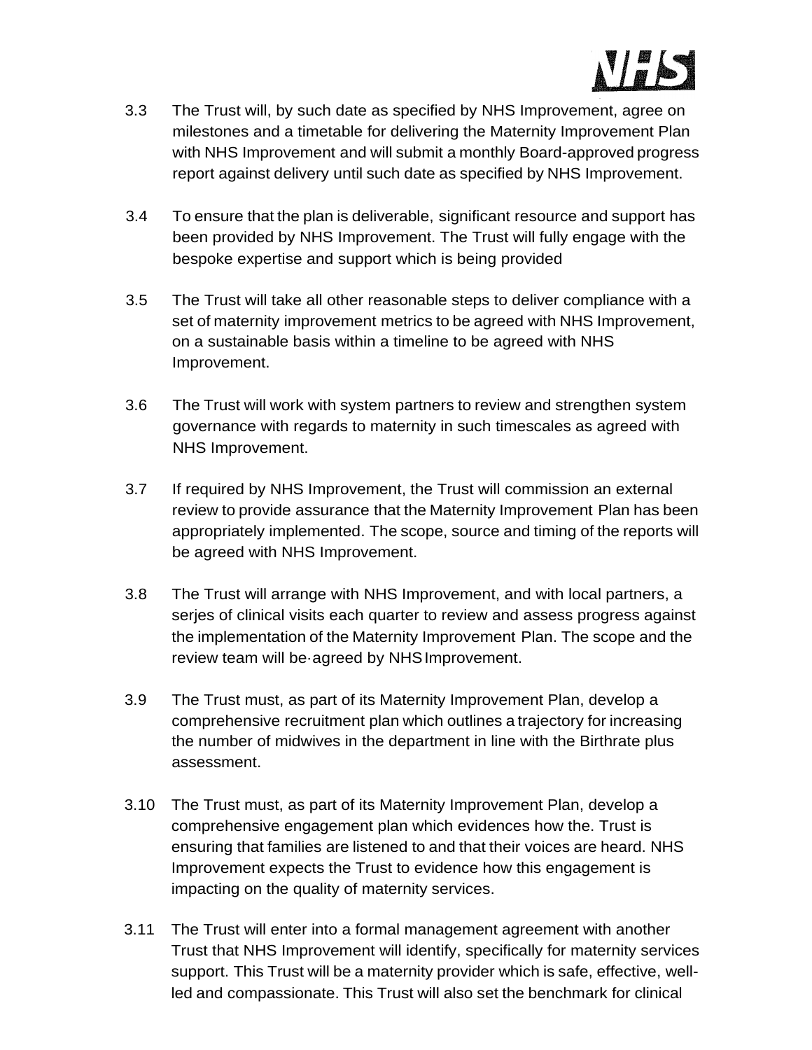3.3 The Trust will, by such date as specified by NHS Improvement, agree on milestones and a timetable for delivering the Maternity Improvement Plan with NHS Improvement and will submit a monthly Board-approved progress report against delivery until such date as specified by NHS Improvement.

3.4 To ensure that the plan is deliverable, significant resource and support has been provided by NHS Improvement. The Trust will fully engage with the bespoke expertise and support which is being provided

3.5 The Trust will take all other reasonable steps to deliver compliance with a set of maternity improvement metrics to be agreed with NHS Improvement, on a sustainable basis within a timeline to be agreed with NHS Improvement.

3.6 The Trust will work with system partners to review and strengthen system governance with regards to maternity in such timescales as agreed with NHS Improvement.

3.7 If required by NHS Improvement, the Trust will commission an external review to provide assurance that the Maternity Improvement Plan has been appropriately implemented. The scope, source and timing of the reports will be agreed with NHS Improvement.

3.8 The Trust will arrange with NHS Improvement, and with local partners, a serjes of clinical visits each quarter to review and assess progress against the implementation of the Maternity Improvement Plan. The scope and the review team will be·agreed by NHS Improvement.

3.9 The Trust must, as part of its Maternity Improvement Plan, develop a comprehensive recruitment plan which outlines a trajectory for increasing the number of midwives in the department in line with the Birthrate plus assessment.

3.10 The Trust must, as part of its Maternity Improvement Plan, develop a comprehensive engagement plan which evidences how the. Trust is ensuring that families are listened to and that their voices are heard. NHS Improvement expects the Trust to evidence how this engagement is impacting on the quality of maternity services.

3.11 The Trust will enter into a formal management agreement with another Trust that NHS Improvement will identify, specifically for maternity services support. This Trust will be a maternity provider which is safe, effective, well-led and compassionate. This Trust will also set the benchmark for clinical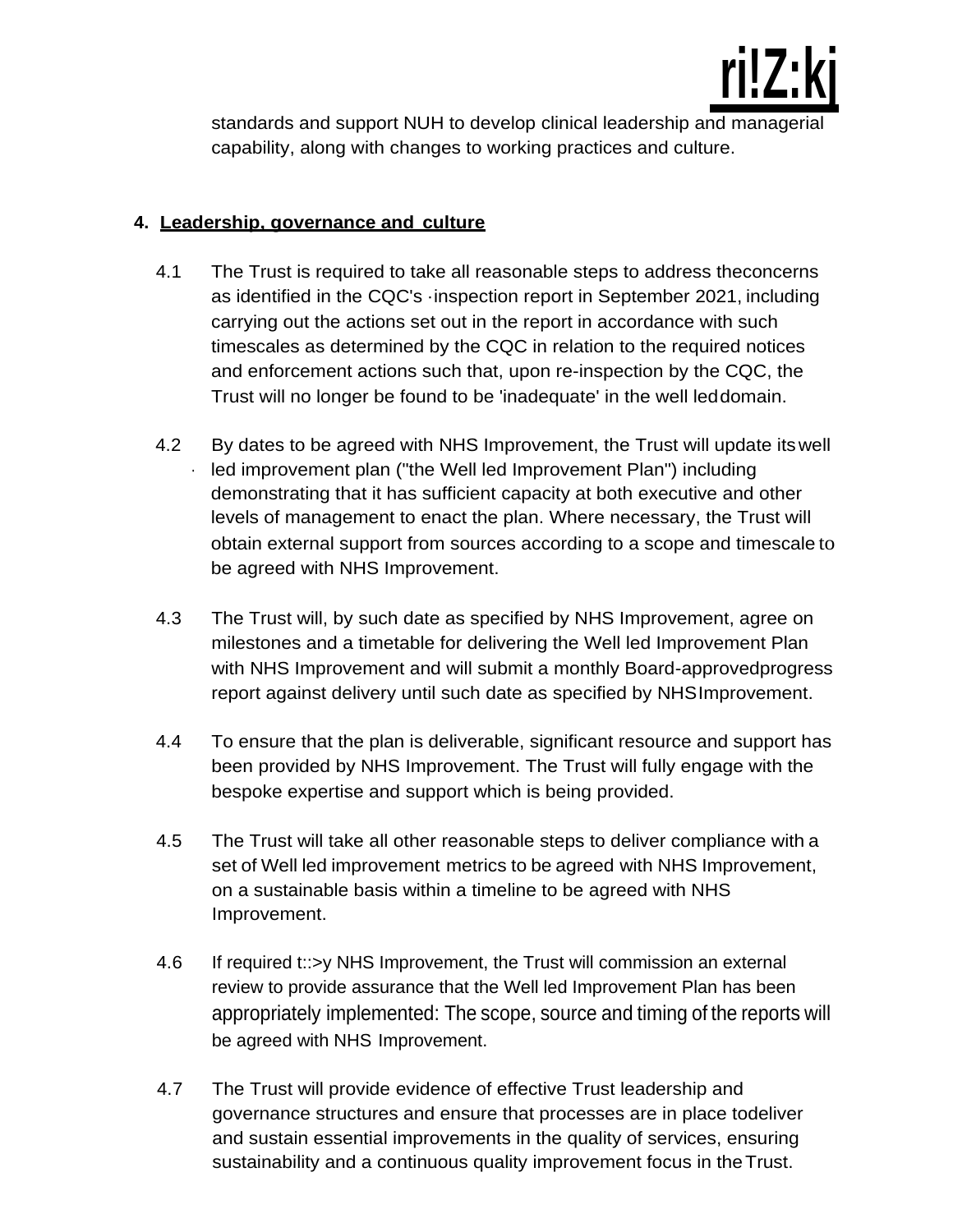standards and support NUH to develop clinical leadership and managerial capability, along with changes to working practices and culture.

## 4. Leadership, governance and culture

4.1 The Trust is required to take all reasonable steps to address the concerns as identified in the CQC's inspection report in September 2021, including carrying out the actions set out in the report in accordance with such timescales as determined by the CQC in relation to the required notices and enforcement actions such that, upon re-inspection by the CQC, the Trust will no longer be found to be 'inadequate' in the well led domain.

4.2 By dates to be agreed with NHS Improvement, the Trust will update its well led improvement plan ("the Well led Improvement Plan") including demonstrating that it has sufficient capacity at both executive and other levels of management to enact the plan. Where necessary, the Trust will obtain external support from sources according to a scope and timescale to be agreed with NHS Improvement.

4.3 The Trust will, by such date as specified by NHS Improvement, agree on milestones and a timetable for delivering the Well led Improvement Plan with NHS Improvement and will submit a monthly Board-approved progress report against delivery until such date as specified by NHS Improvement.

4.4 To ensure that the plan is deliverable, significant resource and support has been provided by NHS Improvement. The Trust will fully engage with the bespoke expertise and support which is being provided.

4.5 The Trust will take all other reasonable steps to deliver compliance with a set of Well led improvement metrics to be agreed with NHS Improvement, on a sustainable basis within a timeline to be agreed with NHS Improvement.

4.6 If required by NHS Improvement, the Trust will commission an external review to provide assurance that the Well led Improvement Plan has been appropriately implemented: The scope, source and timing of the reports will be agreed with NHS Improvement.

4.7 The Trust will provide evidence of effective Trust leadership and governance structures and ensure that processes are in place to deliver and sustain essential improvements in the quality of services, ensuring sustainability and a continuous quality improvement focus in the Trust.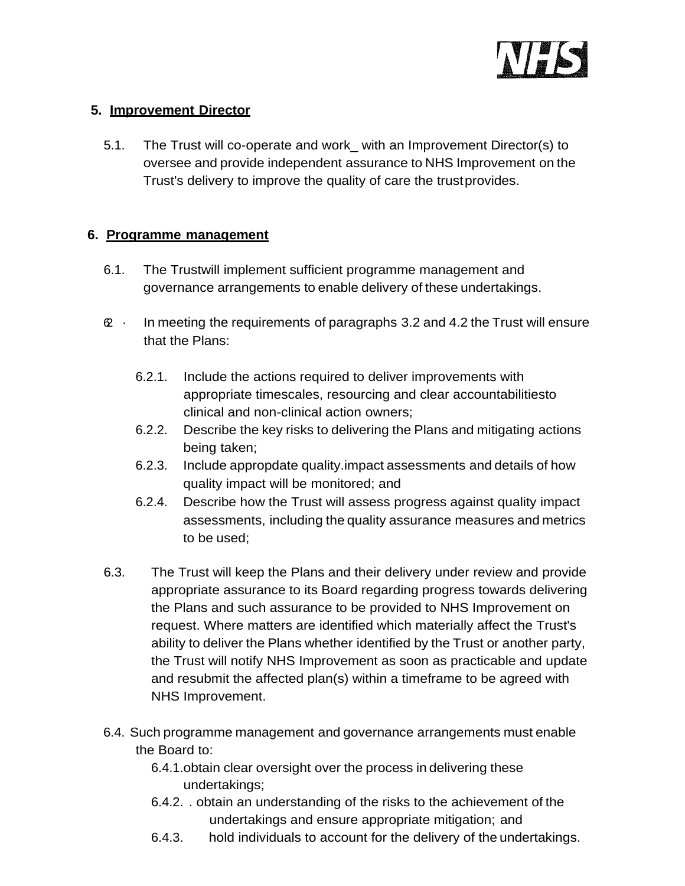## 5. Improvement Director

5.1. The Trust will co-operate and work_ with an Improvement Director(s) to oversee and provide independent assurance to NHS Improvement on the Trust's delivery to improve the quality of care the trust provides.

## 6. Programme management

6.1. The Trustwill implement sufficient programme management and governance arrangements to enable delivery of these undertakings.

6.2. In meeting the requirements of paragraphs 3.2 and 4.2 the Trust will ensure that the Plans:

- 6.2.1. Include the actions required to deliver improvements with appropriate timescales, resourcing and clear accountabilitiesto clinical and non-clinical action owners;
- 6.2.2. Describe the key risks to delivering the Plans and mitigating actions being taken;
- 6.2.3. Include appropdate quality.impact assessments and details of how quality impact will be monitored; and
- 6.2.4. Describe how the Trust will assess progress against quality impact assessments, including the quality assurance measures and metrics to be used;

6.3. The Trust will keep the Plans and their delivery under review and provide appropriate assurance to its Board regarding progress towards delivering the Plans and such assurance to be provided to NHS Improvement on request. Where matters are identified which materially affect the Trust's ability to deliver the Plans whether identified by the Trust or another party, the Trust will notify NHS Improvement as soon as practicable and update and resubmit the affected plan(s) within a timeframe to be agreed with NHS Improvement.

6.4. Such programme management and governance arrangements must enable the Board to:

- 6.4.1. obtain clear oversight over the process in delivering these undertakings;
- 6.4.2. obtain an understanding of the risks to the achievement of the undertakings and ensure appropriate mitigation; and
- 6.4.3. hold individuals to account for the delivery of the undertakings.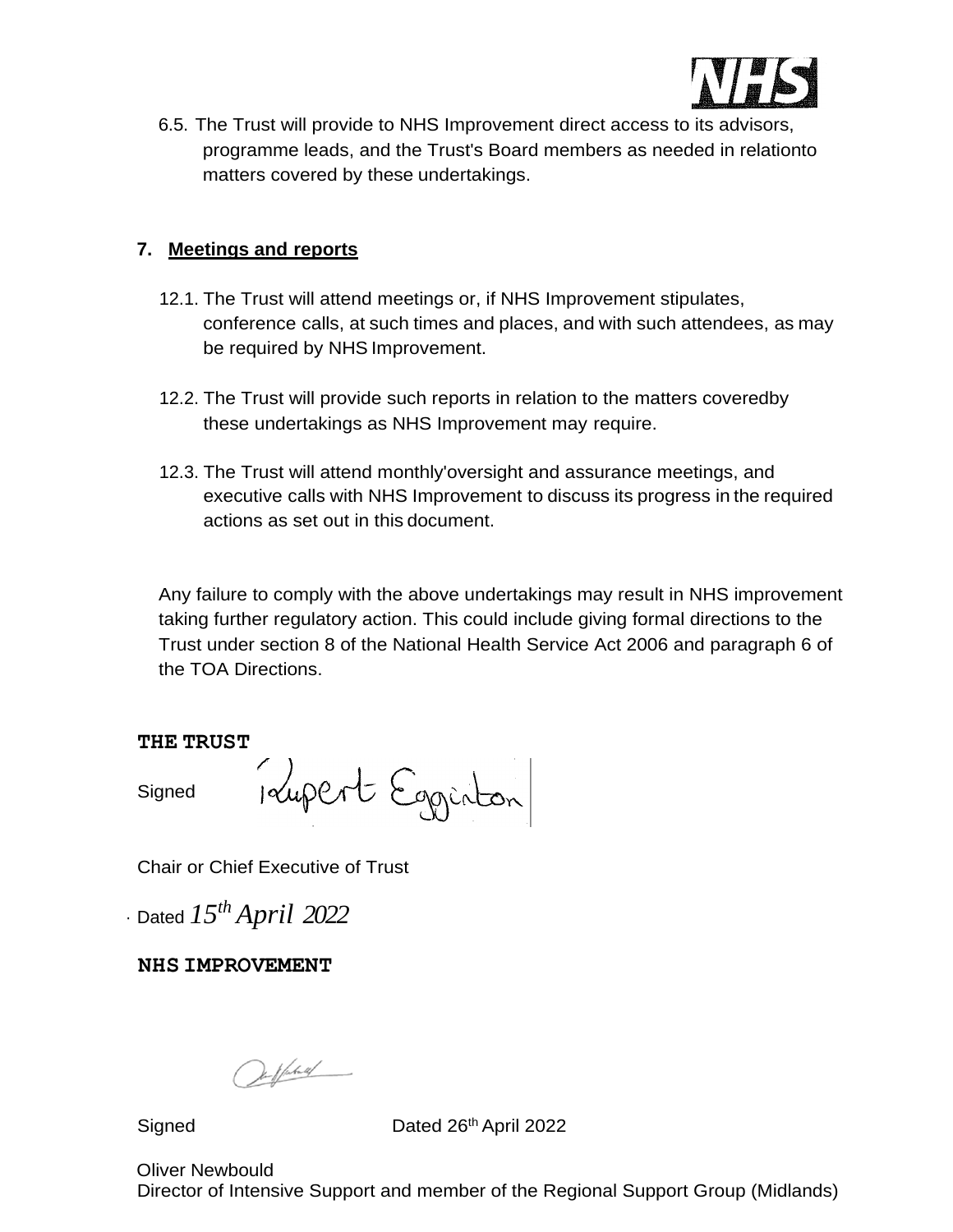6.5. The Trust will provide to NHS Improvement direct access to its advisors, programme leads, and the Trust's Board members as needed in relationto matters covered by these undertakings.

## 7. Meetings and reports

12.1. The Trust will attend meetings or, if NHS Improvement stipulates, conference calls, at such times and places, and with such attendees, as may be required by NHS Improvement.

12.2. The Trust will provide such reports in relation to the matters coveredby these undertakings as NHS Improvement may require.

12.3. The Trust will attend monthly'oversight and assurance meetings, and executive calls with NHS Improvement to discuss its progress in the required actions as set out in this document.

Any failure to comply with the above undertakings may result in NHS improvement taking further regulatory action. This could include giving formal directions to the Trust under section 8 of the National Health Service Act 2006 and paragraph 6 of the TOA Directions.

**THE TRUST**

Signed Rupert Egginton

Chair or Chief Executive of Trust

Dated *15th April 2022*

**NHS IMPROVEMENT**

Signed Dated 26th April 2022

Oliver Newbould
Director of Intensive Support and member of the Regional Support Group (Midlands)